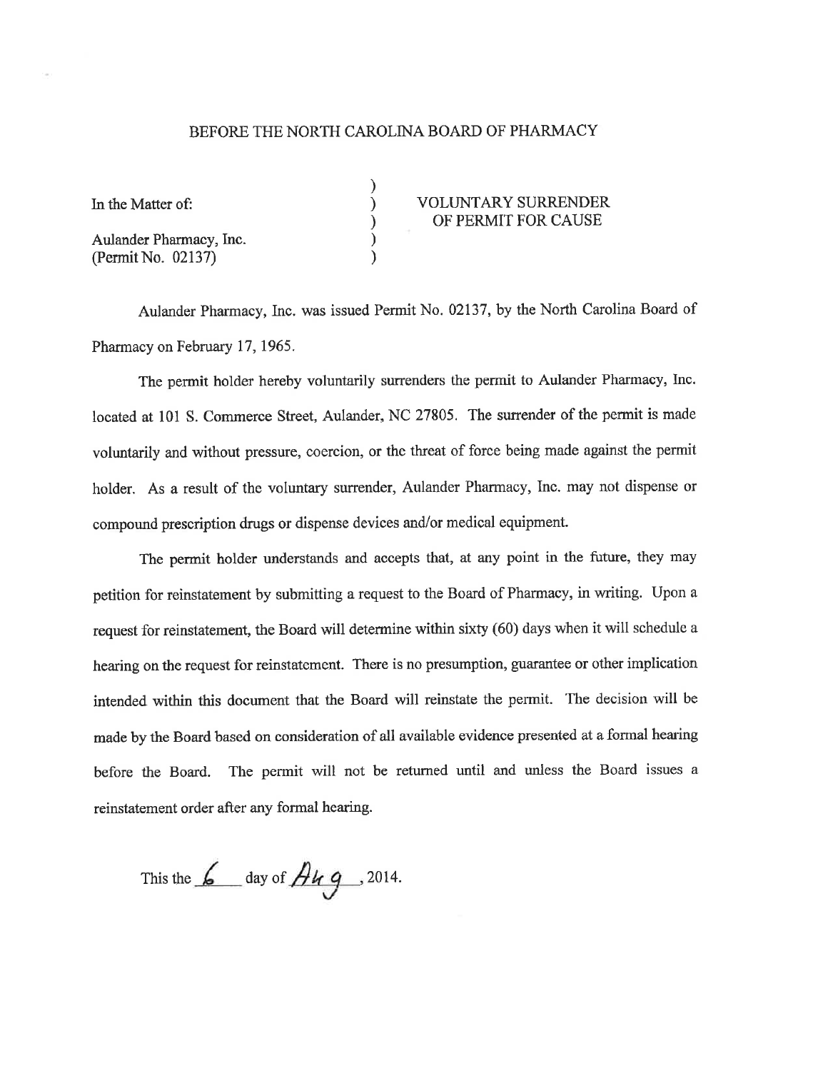BEFORE THE NORTH CAROLINA BOARD OF PHARMACY

| | | |
|---|---|---|
| In the Matter of: | ) | VOLUNTARY SURRENDER |
| | ) | OF PERMIT FOR CAUSE |
| Aulander Pharmacy, Inc. | ) | |
| (Permit No. 02137) | ) | |

Aulander Pharmacy, Inc. was issued Permit No. 02137, by the North Carolina Board of Pharmacy on February 17, 1965.

The permit holder hereby voluntarily surrenders the permit to Aulander Pharmacy, Inc. located at 101 S. Commerce Street, Aulander, NC 27805. The surrender of the permit is made voluntarily and without pressure, coercion, or the threat of force being made against the permit holder. As a result of the voluntary surrender, Aulander Pharmacy, Inc. may not dispense or compound prescription drugs or dispense devices and/or medical equipment.

The permit holder understands and accepts that, at any point in the future, they may petition for reinstatement by submitting a request to the Board of Pharmacy, in writing. Upon a request for reinstatement, the Board will determine within sixty (60) days when it will schedule a hearing on the request for reinstatement. There is no presumption, guarantee or other implication intended within this document that the Board will reinstate the permit. The decision will be made by the Board based on consideration of all available evidence presented at a formal hearing before the Board. The permit will not be returned until and unless the Board issues a reinstatement order after any formal hearing.

This the 6 day of Aug, 2014.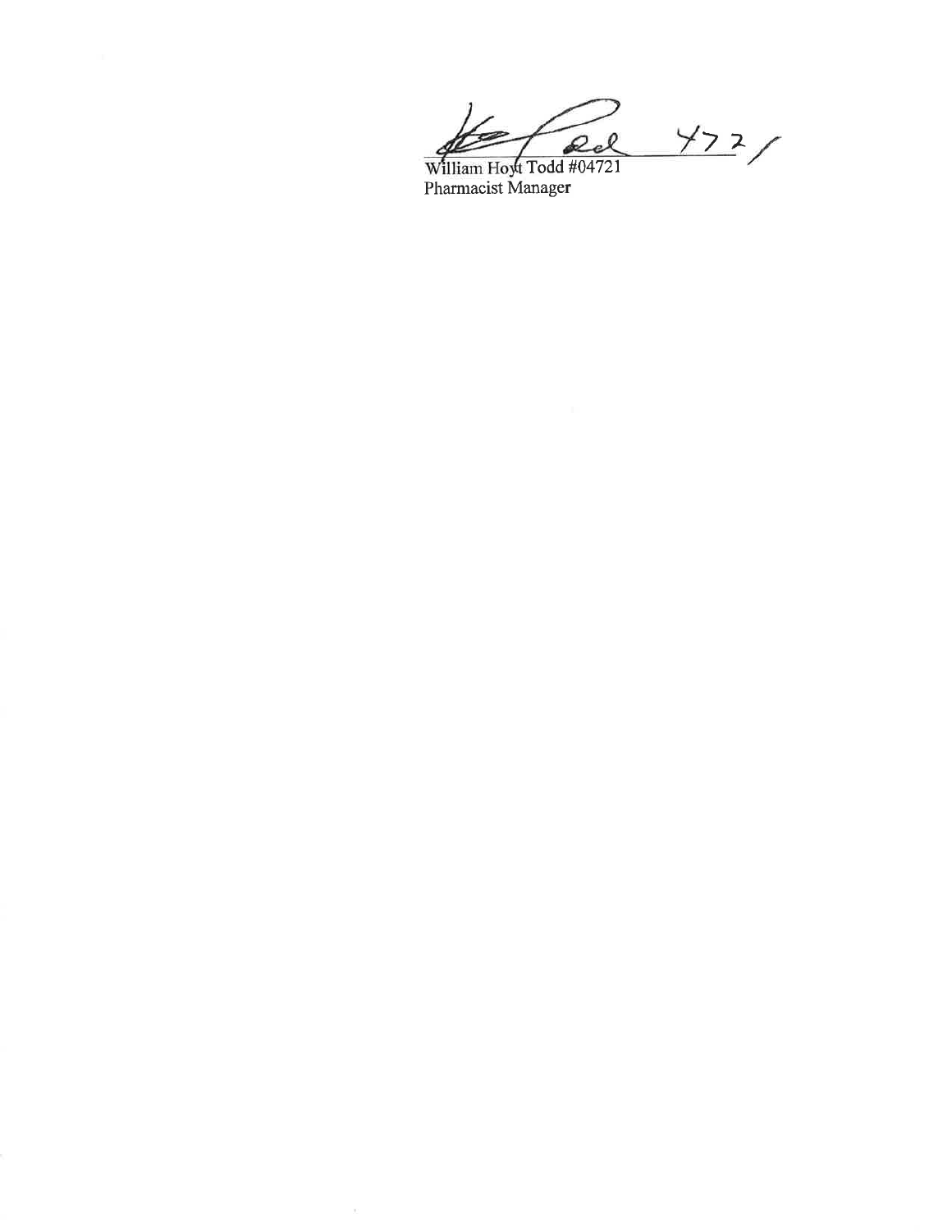William Hoyt Todd #04721  
Pharmacist Manager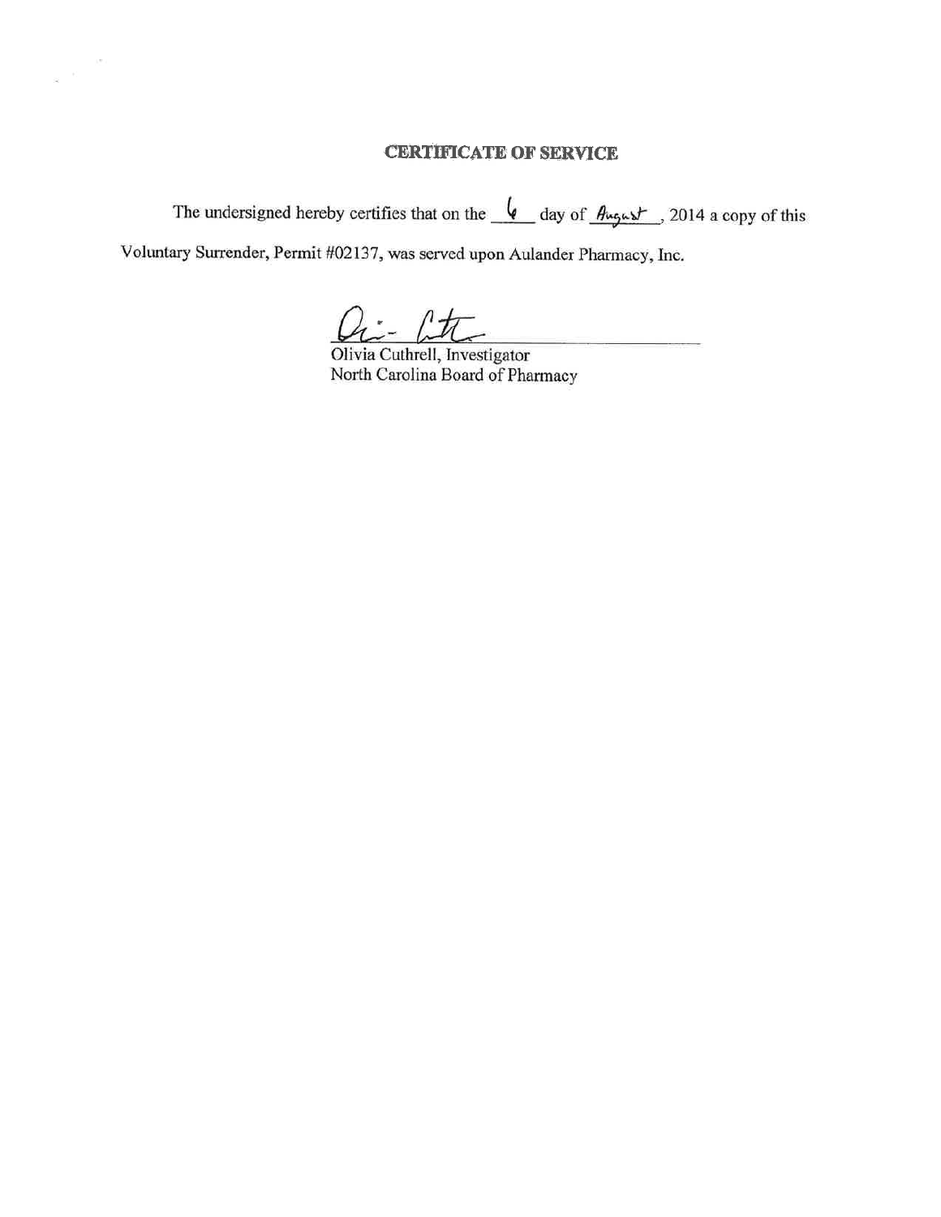## CERTIFICATE OF SERVICE

The undersigned hereby certifies that on the 6 day of August, 2014 a copy of this Voluntary Surrender, Permit #02137, was served upon Aulander Pharmacy, Inc.

Olivia Cuthrell, Investigator
North Carolina Board of Pharmacy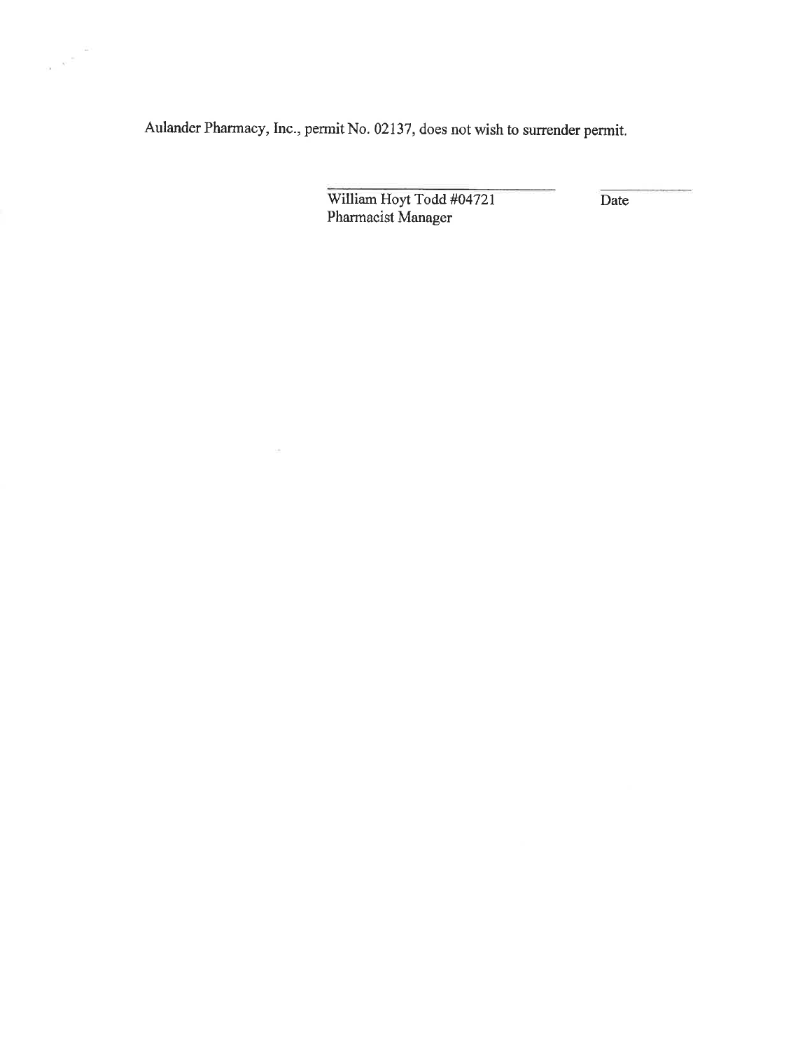Aulander Pharmacy, Inc., permit No. 02137, does not wish to surrender permit.

\_\_\_\_\_\_\_\_\_\_\_\_\_\_\_\_\_\_\_\_\_\_\_\_\_\_\_\_ \_\_\_\_\_\_\_\_\_\_

William Hoyt Todd #04721 Date

Pharmacist Manager